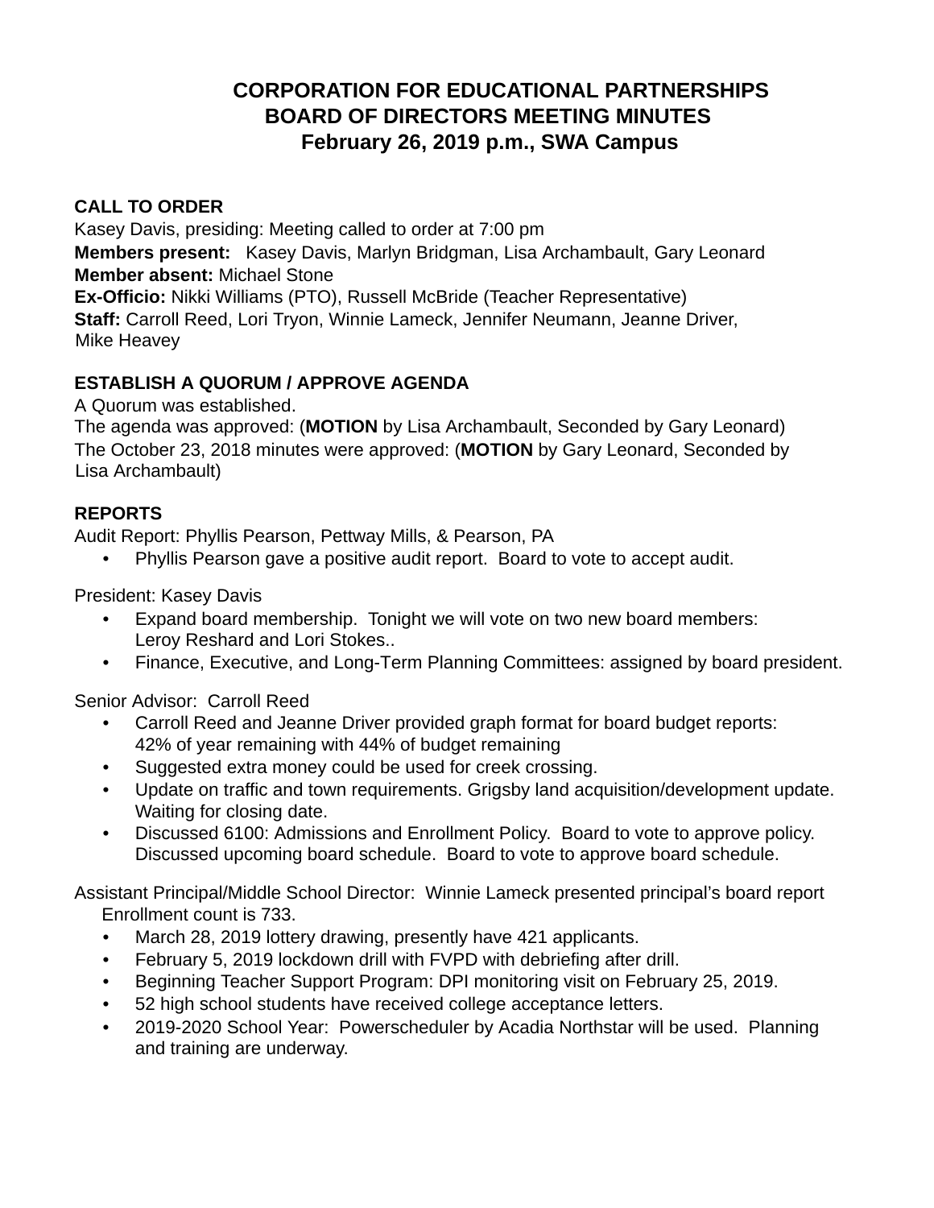# CORPORATION FOR EDUCATIONAL PARTNERSHIPS
## BOARD OF DIRECTORS MEETING MINUTES
## February 26, 2019 p.m., SWA Campus

**CALL TO ORDER**

Kasey Davis, presiding: Meeting called to order at 7:00 pm
**Members present:** Kasey Davis, Marlyn Bridgman, Lisa Archambault, Gary Leonard
**Member absent:** Michael Stone
**Ex-Officio:** Nikki Williams (PTO), Russell McBride (Teacher Representative)
**Staff:** Carroll Reed, Lori Tryon, Winnie Lameck, Jennifer Neumann, Jeanne Driver, Mike Heavey

**ESTABLISH A QUORUM / APPROVE AGENDA**

A Quorum was established.
The agenda was approved: (**MOTION** by Lisa Archambault, Seconded by Gary Leonard)
The October 23, 2018 minutes were approved: (**MOTION** by Gary Leonard, Seconded by Lisa Archambault)

**REPORTS**

Audit Report: Phyllis Pearson, Pettway Mills, & Pearson, PA

- Phyllis Pearson gave a positive audit report. Board to vote to accept audit.

President: Kasey Davis

- Expand board membership. Tonight we will vote on two new board members: Leroy Reshard and Lori Stokes..
- Finance, Executive, and Long-Term Planning Committees: assigned by board president.

Senior Advisor: Carroll Reed

- Carroll Reed and Jeanne Driver provided graph format for board budget reports: 42% of year remaining with 44% of budget remaining
- Suggested extra money could be used for creek crossing.
- Update on traffic and town requirements. Grigsby land acquisition/development update. Waiting for closing date.
- Discussed 6100: Admissions and Enrollment Policy. Board to vote to approve policy. Discussed upcoming board schedule. Board to vote to approve board schedule.

Assistant Principal/Middle School Director: Winnie Lameck presented principal's board report Enrollment count is 733.

- March 28, 2019 lottery drawing, presently have 421 applicants.
- February 5, 2019 lockdown drill with FVPD with debriefing after drill.
- Beginning Teacher Support Program: DPI monitoring visit on February 25, 2019.
- 52 high school students have received college acceptance letters.
- 2019-2020 School Year: Powerscheduler by Acadia Northstar will be used. Planning and training are underway.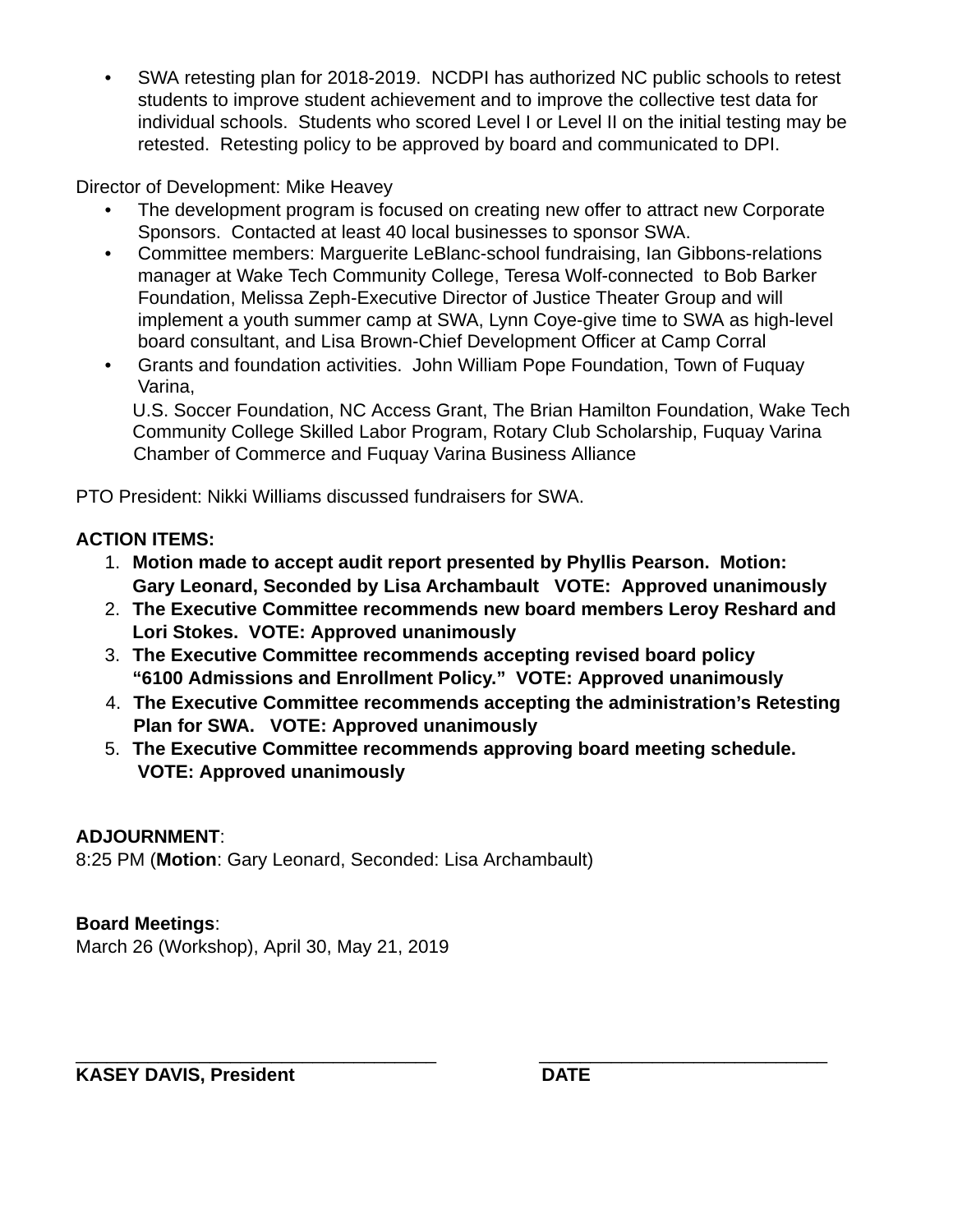- SWA retesting plan for 2018-2019. NCDPI has authorized NC public schools to retest students to improve student achievement and to improve the collective test data for individual schools. Students who scored Level I or Level II on the initial testing may be retested. Retesting policy to be approved by board and communicated to DPI.

Director of Development: Mike Heavey

- The development program is focused on creating new offer to attract new Corporate Sponsors. Contacted at least 40 local businesses to sponsor SWA.
- Committee members: Marguerite LeBlanc-school fundraising, Ian Gibbons-relations manager at Wake Tech Community College, Teresa Wolf-connected to Bob Barker Foundation, Melissa Zeph-Executive Director of Justice Theater Group and will implement a youth summer camp at SWA, Lynn Coye-give time to SWA as high-level board consultant, and Lisa Brown-Chief Development Officer at Camp Corral
- Grants and foundation activities. John William Pope Foundation, Town of Fuquay Varina,
  U.S. Soccer Foundation, NC Access Grant, The Brian Hamilton Foundation, Wake Tech Community College Skilled Labor Program, Rotary Club Scholarship, Fuquay Varina Chamber of Commerce and Fuquay Varina Business Alliance

PTO President: Nikki Williams discussed fundraisers for SWA.

**ACTION ITEMS:**

1. **Motion made to accept audit report presented by Phyllis Pearson. Motion: Gary Leonard, Seconded by Lisa Archambault VOTE: Approved unanimously**
2. **The Executive Committee recommends new board members Leroy Reshard and Lori Stokes. VOTE: Approved unanimously**
3. **The Executive Committee recommends accepting revised board policy "6100 Admissions and Enrollment Policy." VOTE: Approved unanimously**
4. **The Executive Committee recommends accepting the administration's Retesting Plan for SWA. VOTE: Approved unanimously**
5. **The Executive Committee recommends approving board meeting schedule. VOTE: Approved unanimously**

**ADJOURNMENT**:
8:25 PM (**Motion**: Gary Leonard, Seconded: Lisa Archambault)

**Board Meetings**:
March 26 (Workshop), April 30, May 21, 2019

\_\_\_\_\_\_\_\_\_\_\_\_\_\_\_\_\_\_\_\_\_\_\_\_\_\_\_\_\_\_\_\_\_\_\_\_ \_\_\_\_\_\_\_\_\_\_\_\_\_\_\_\_\_\_\_\_\_\_\_\_\_\_\_\_\_\_
**KASEY DAVIS, President** **DATE**